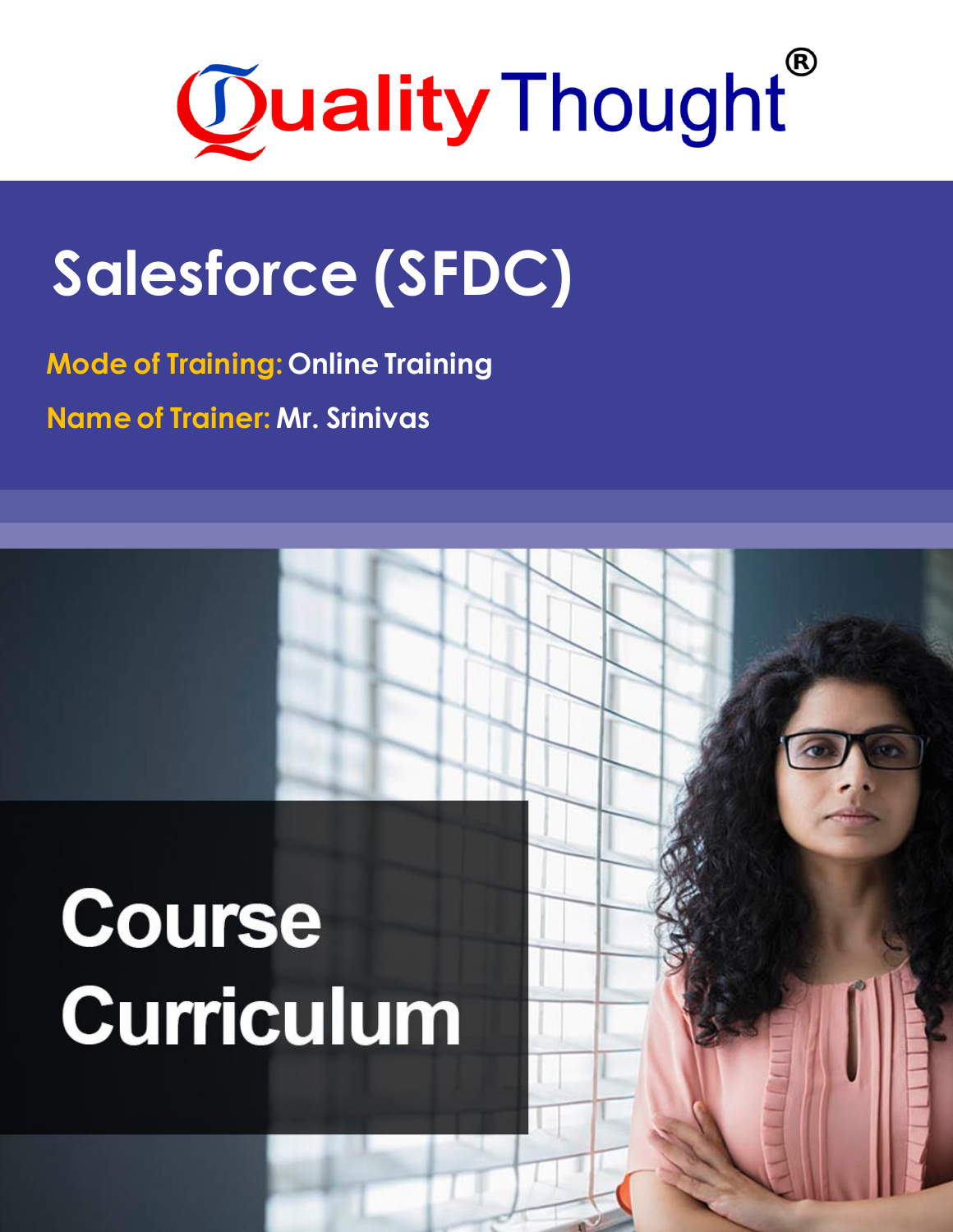# Quality Thought®

## Salesforce (SFDC)

**Mode of Training:** Online Training

**Name of Trainer:** Mr. Srinivas

# Course Curriculum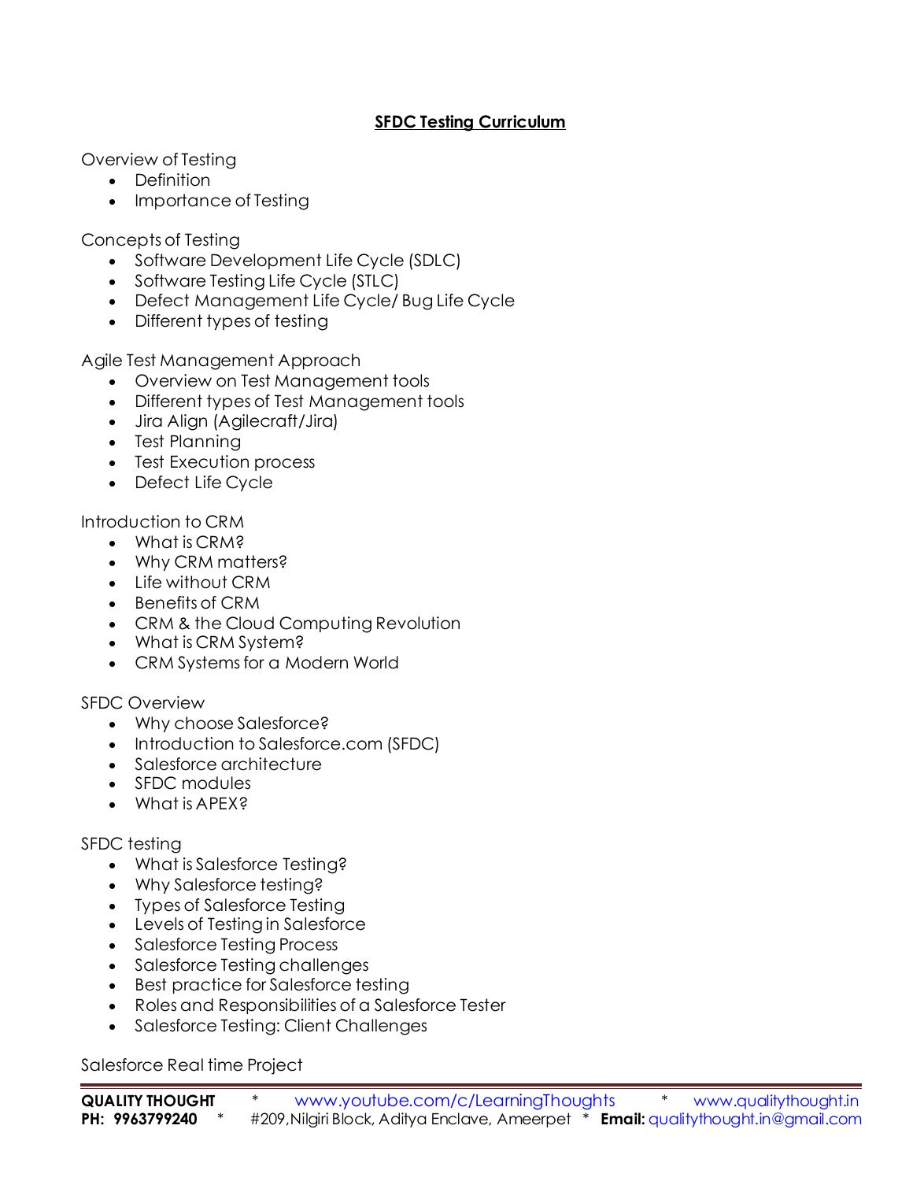# SFDC Testing Curriculum

Overview of Testing

- Definition
- Importance of Testing

Concepts of Testing

- Software Development Life Cycle (SDLC)
- Software Testing Life Cycle (STLC)
- Defect Management Life Cycle/ Bug Life Cycle
- Different types of testing

Agile Test Management Approach

- Overview on Test Management tools
- Different types of Test Management tools
- Jira Align (Agilecraft/Jira)
- Test Planning
- Test Execution process
- Defect Life Cycle

Introduction to CRM

- What is CRM?
- Why CRM matters?
- Life without CRM
- Benefits of CRM
- CRM & the Cloud Computing Revolution
- What is CRM System?
- CRM Systems for a Modern World

SFDC Overview

- Why choose Salesforce?
- Introduction to Salesforce.com (SFDC)
- Salesforce architecture
- SFDC modules
- What is APEX?

SFDC testing

- What is Salesforce Testing?
- Why Salesforce testing?
- Types of Salesforce Testing
- Levels of Testing in Salesforce
- Salesforce Testing Process
- Salesforce Testing challenges
- Best practice for Salesforce testing
- Roles and Responsibilities of a Salesforce Tester
- Salesforce Testing: Client Challenges

Salesforce Real time Project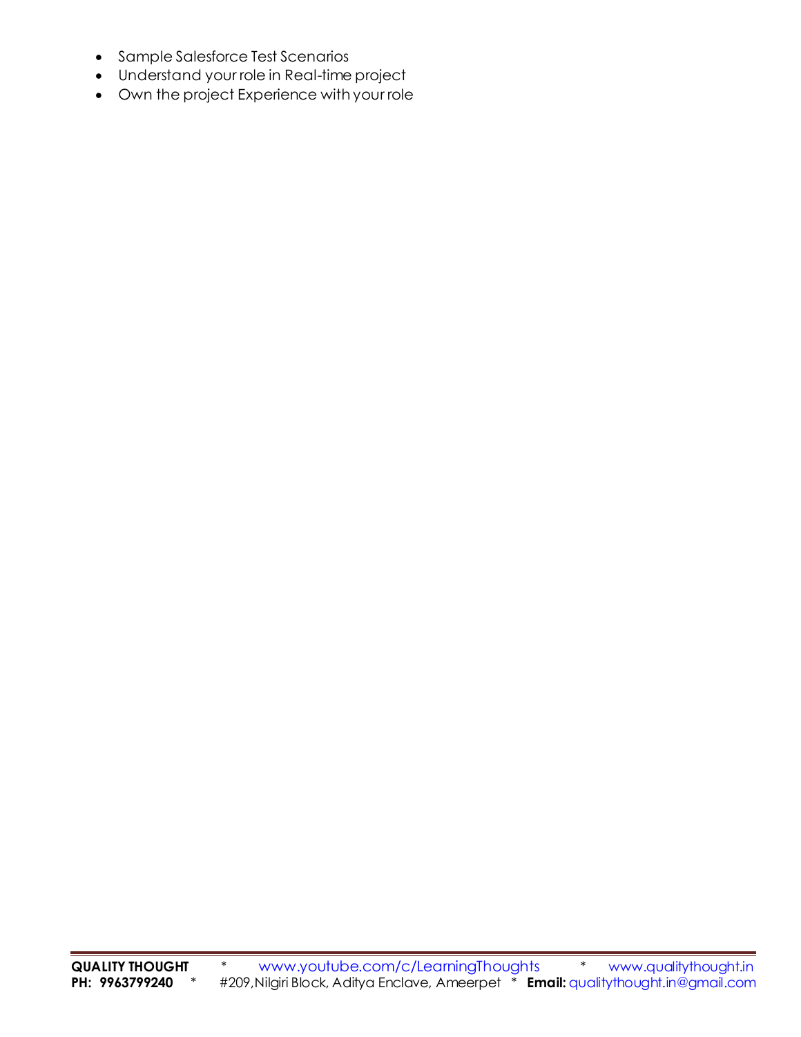- Sample Salesforce Test Scenarios
- Understand your role in Real-time project
- Own the project Experience with your role